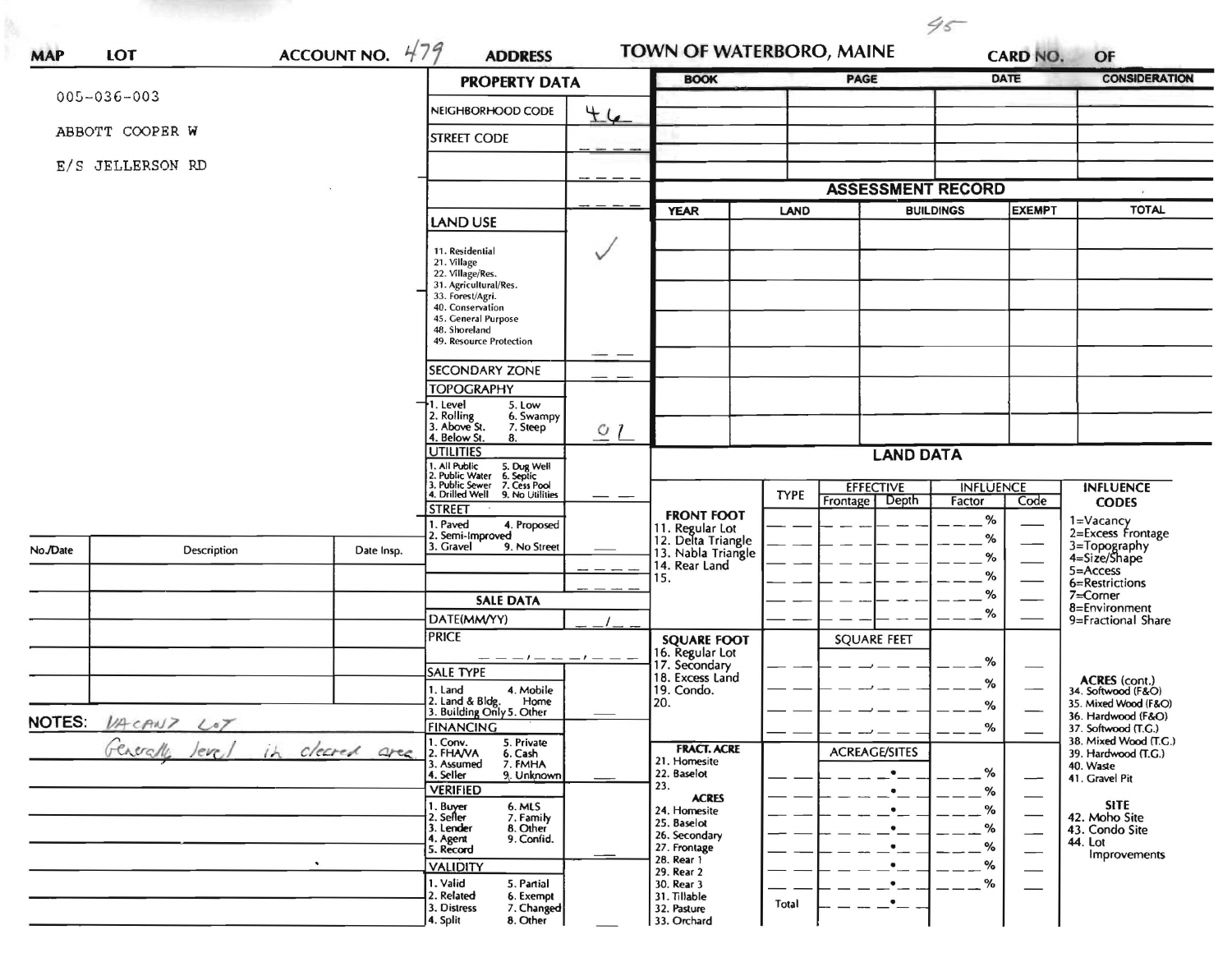95

**MAP** **LOT** **ACCOUNT NO.** 479 **ADDRESS** **TOWN OF WATERBORO, MAINE** **CARD NO.** **OF**

005-036-003

ABBOTT COOPER W

E/S JELLERSON RD

## PROPERTY DATA

| | |
|---|---|
| NEIGHBORHOOD CODE | 46 |
| STREET CODE | |
| LAND USE<br>11. Residential<br>21. Village<br>22. Village/Res.<br>31. Agricultural/Res.<br>33. Forest/Agri.<br>40. Conservation<br>45. General Purpose<br>48. Shoreland<br>49. Resource Protection | ✓ |
| SECONDARY ZONE | |
| TOPOGRAPHY<br>1. Level 5. Low<br>2. Rolling 6. Swampy<br>3. Above St. 7. Steep<br>4. Below St. 8. | 01 |
| UTILITIES<br>1. All Public 5. Dug Well<br>2. Public Water 6. Septic<br>3. Public Sewer 7. Cess Pool<br>4. Drilled Well 9. No Utilities | |
| STREET<br>1. Paved 4. Proposed<br>2. Semi-Improved<br>3. Gravel 9. No Street | |

## SALE DATA

| | |
|---|---|
| DATE(MM/YY) | |
| PRICE | |
| SALE TYPE<br>1. Land 4. Mobile Home<br>2. Land & Bldg. 5. Other<br>3. Building Only | |
| FINANCING<br>1. Conv. 5. Private<br>2. FHA/VA 6. Cash<br>3. Assumed 7. FMHA<br>4. Seller 9. Unknown | |
| VERIFIED<br>1. Buyer 6. MLS<br>2. Seller 7. Family<br>3. Lender 8. Other<br>4. Agent 9. Confid.<br>5. Record | |
| VALIDITY<br>1. Valid 5. Partial<br>2. Related 6. Exempt<br>3. Distress 7. Changed<br>4. Split 8. Other | |

| BOOK | PAGE | DATE | CONSIDERATION |
|---|---|---|---|
| | | | |
| | | | |
| | | | |
| | | | |
| | | | |

## ASSESSMENT RECORD

| YEAR | LAND | BUILDINGS | EXEMPT | TOTAL |
|---|---|---|---|---|
| | | | | |
| | | | | |
| | | | | |
| | | | | |
| | | | | |
| | | | | |

| No./Date | Description | Date Insp. |
|---|---|---|
| | | |
| | | |
| | | |
| | | |
| | | |

**NOTES:** VACANT LOT
Generally level in cleared area

## LAND DATA

| | TYPE | EFFECTIVE Frontage | EFFECTIVE Depth | INFLUENCE Factor | INFLUENCE Code |
|---|---|---|---|---|---|
| **FRONT FOOT**<br>11. Regular Lot<br>12. Delta Triangle<br>13. Nabla Triangle<br>14. Rear Land<br>15. | | | | % | |
| **SQUARE FOOT**<br>16. Regular Lot<br>17. Secondary<br>18. Excess Land<br>19. Condo.<br>20. | | SQUARE FEET | | % | |
| **FRACT. ACRE**<br>21. Homesite<br>22. Baselot<br>23.<br>**ACRES**<br>24. Homesite<br>25. Baselot<br>26. Secondary<br>27. Frontage<br>28. Rear 1<br>29. Rear 2<br>30. Rear 3<br>31. Tillable<br>32. Pasture<br>33. Orchard | Total | ACREAGE/SITES | | % | |

**INFLUENCE CODES**
1=Vacancy
2=Excess Frontage
3=Topography
4=Size/Shape
5=Access
6=Restrictions
7=Corner
8=Environment
9=Fractional Share

**ACRES (cont.)**
34. Softwood (F&O)
35. Mixed Wood (F&O)
36. Hardwood (F&O)
37. Softwood (T.G.)
38. Mixed Wood (T.G.)
39. Hardwood (T.G.)
40. Waste
41. Gravel Pit

**SITE**
42. Moho Site
43. Condo Site
44. Lot Improvements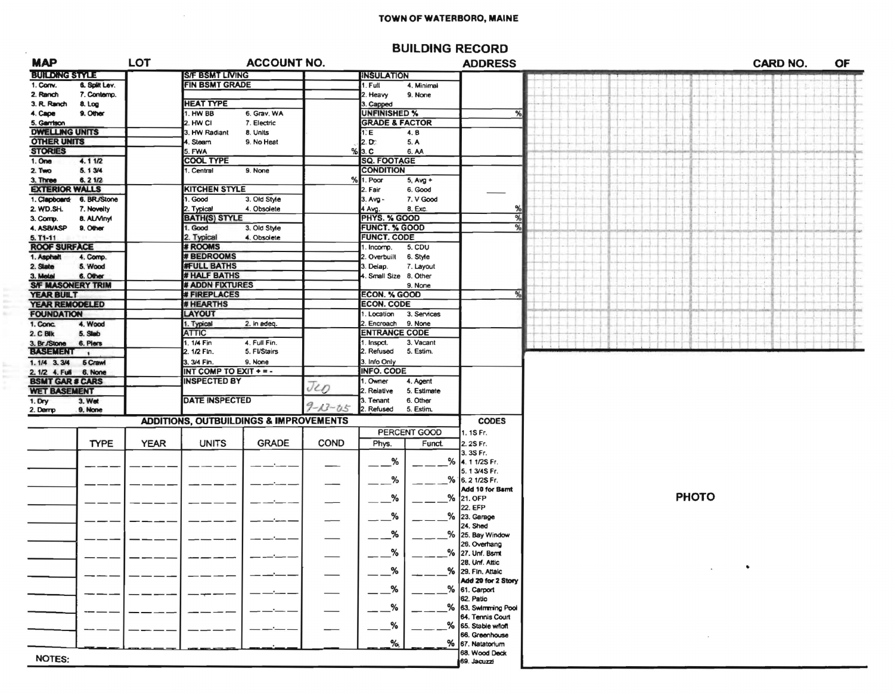# TOWN OF WATERBORO, MAINE

## BUILDING RECORD

**MAP** | **LOT** | **ACCOUNT NO.** | **ADDRESS** | **CARD NO.** | **OF**

**BUILDING STYLE**
1. Conv. 6. Split Lev.
2. Ranch 7. Contemp.
3. R. Ranch 8. Log
4. Cape 9. Other
5. Garrison

**DWELLING UNITS**

**OTHER UNITS**

**STORIES**
1. One 4. 1 1/2
2. Two 5. 1 3/4
3. Three 6. 2 1/2

**EXTERIOR WALLS**
1. Clapboard 6. BR./Stone
2. WD.SH. 7. Novelty
3. Comp. 8. AL/Vinyl
4. ASB/ASP 9. Other
5. T1-11

**ROOF SURFACE**
1. Asphalt 4. Comp.
2. Slate 5. Wood
3. Metal 6. Other

**S/F MASONERY TRIM**

**YEAR BUILT**

**YEAR REMODELED**

**FOUNDATION**
1. Conc. 4. Wood
2. C Blk 5. Slab
3. Br./Stone 6. Piers

**BASEMENT**
1. 1/4 3. 3/4 5 Crawl
2. 1/2 4. Full 6. None

**BSMT GAR # CARS**

**WET BASEMENT**
1. Dry 3. Wet
2. Damp 9. None

**S/F BSMT LIVING**

**FIN BSMT GRADE**

**HEAT TYPE** %
1. HW BB 6. Grav. WA
2. HW CI 7. Electric
3. HW Radiant 8. Units
4. Steam 9. No Heat
5. FWA

**COOL TYPE** %
1. Central 9. None

**KITCHEN STYLE**
1. Good 3. Old Style
2. Typical 4. Obsolete

**BATH(S) STYLE**
1. Good 3. Old Style
2. Typical 4. Obsolete

**# ROOMS**

**# BEDROOMS**

**#FULL BATHS**

**# HALF BATHS**

**# ADDN FIXTURES**

**# FIREPLACES**

**# HEARTHS**

**LAYOUT**
1. Typical 2. In adeq.

**ATTIC**
1. 1/4 Fin 4. Full Fin.
2. 1/2 Fin. 5. Fl/Stairs
3. 3/4 Fin. 9. None

**INT COMP TO EXIT + = -**

**INSPECTED BY** JCD

**DATE INSPECTED** 9-13-05

**INSULATION**
1. Full 4. Minimal
2. Heavy 9. None
3. Capped

**UNFINISHED %** %

**GRADE & FACTOR**
1. E 4. B
2. D 5. A
3. C 6. AA

**SQ. FOOTAGE**

**CONDITION**
1. Poor 5. Avg +
2. Fair 6. Good
3. Avg - 7. V Good
4 Avg. 8. Exc. %

**PHYS. % GOOD** %

**FUNCT. % GOOD** %

**FUNCT. CODE**
1. Incomp. 5. CDU
2. Overbuilt 6. Style
3. Delap. 7. Layout
4. Small Size 8. Other
9. None

**ECON. % GOOD** %

**ECON. CODE**
1. Location 3. Services
2. Encroach 9. None

**ENTRANCE CODE**
1. Inspct. 3. Vacant
2. Refused 5. Estim.
3. Info Only

**INFO. CODE**
1. Owner 4. Agent
2. Relative 5. Estimate
3. Tenant 6. Other
2. Refused 5. Estim.

## ADDITIONS, OUTBUILDINGS & IMPROVEMENTS

| | TYPE | YEAR | UNITS | GRADE | COND | PERCENT GOOD Phys. | PERCENT GOOD Funct. |
|---|---|---|---|---|---|---|---|
| | | | | | | % | % |
| | | | | | | % | % |
| | | | | | | % | % |
| | | | | | | % | % |
| | | | | | | % | % |
| | | | | | | % | % |
| | | | | | | % | % |
| | | | | | | % | % |
| | | | | | | % | % |
| | | | | | | % | % |
| | | | | | | % | % |

**CODES**
1. 1S Fr.
2. 2S Fr.
3. 3S Fr.
4. 1 1/2S Fr.
5. 1 3/4S Fr.
6. 2 1/2S Fr.
**Add 10 for Bsmt**
21. OFP
22. EFP
23. Garage
24. Shed
25. Bay Window
26. Overhang
27. Unf. Bsmt
28. Unf. Attic
29. Fin. Attaic
**Add 20 for 2 Story**
61. Carport
62. Patio
63. Swimming Pool
64. Tennis Court
65. Stable w/loft
66. Greenhouse
67. Natatorium
68. Wood Deck
69. Jacuzzi

NOTES:

PHOTO